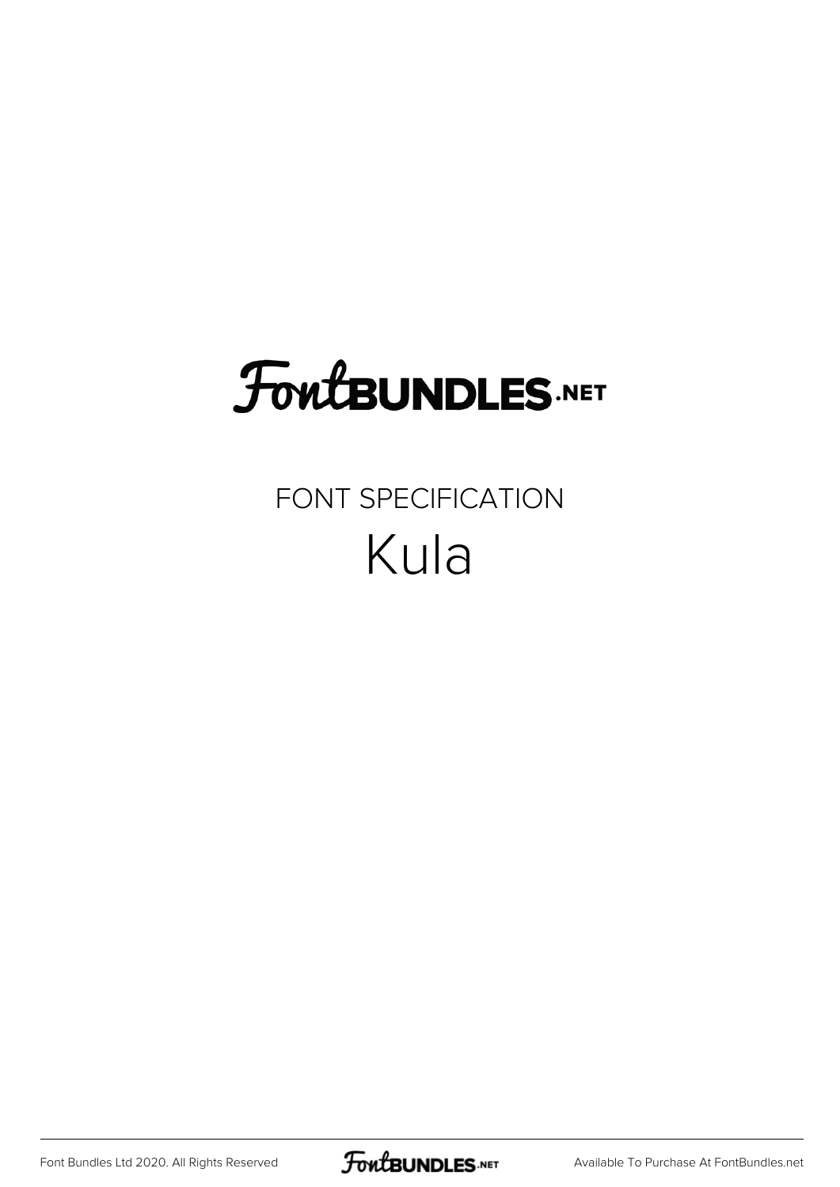FontBUNDLES.NET

FONT SPECIFICATION

# Kula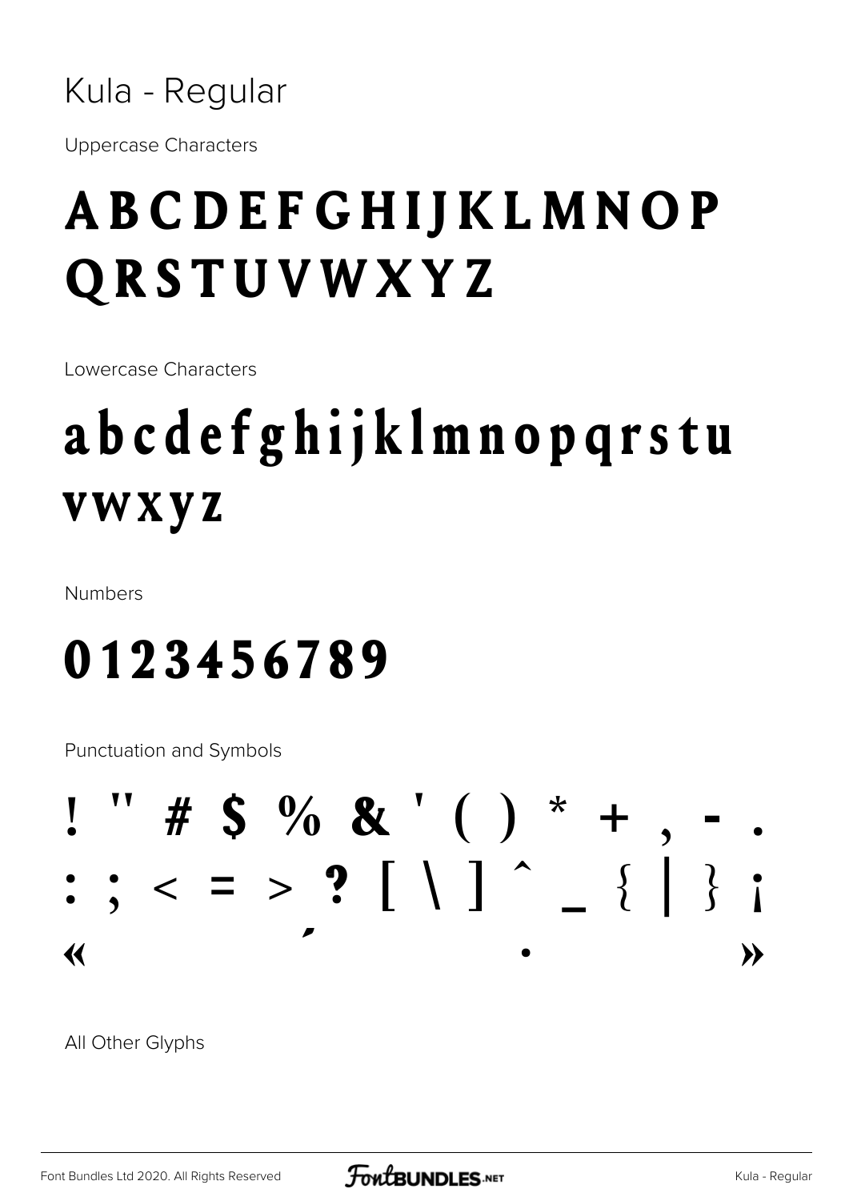# Kula - Regular

Uppercase Characters

## A B C D E F G H I J K L M N O P Q R S T U V W X Y Z

Lowercase Characters

## a b c d e f g h i j k l m n o p q r s t u v w x y z

Numbers

## 0 1 2 3 4 5 6 7 8 9

Punctuation and Symbols

## ! " # $ % & ' ( ) * + , - . : ; < = > ? [ \ ] ^ _ { | } ¡ « ¸ · »

All Other Glyphs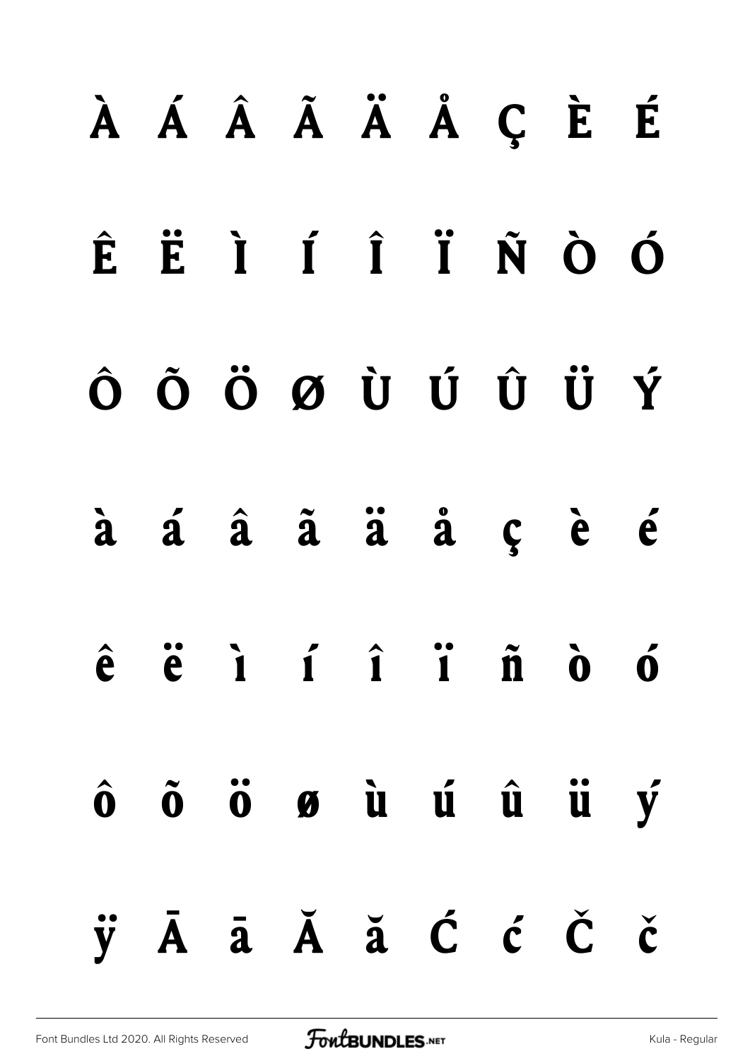À Á Â Ã Ä Å Ç È É

Ê Ë Ì Í Î Ï Ñ Ò Ó

Ô Õ Ö Ø Ù Ú Û Ü Ý

à á â ã ä å ç è é

ê ë ì í î ï ñ ò ó

ô õ ö ø ù ú û ü ý

ÿ Ā ā Ă ă Ć ć Č č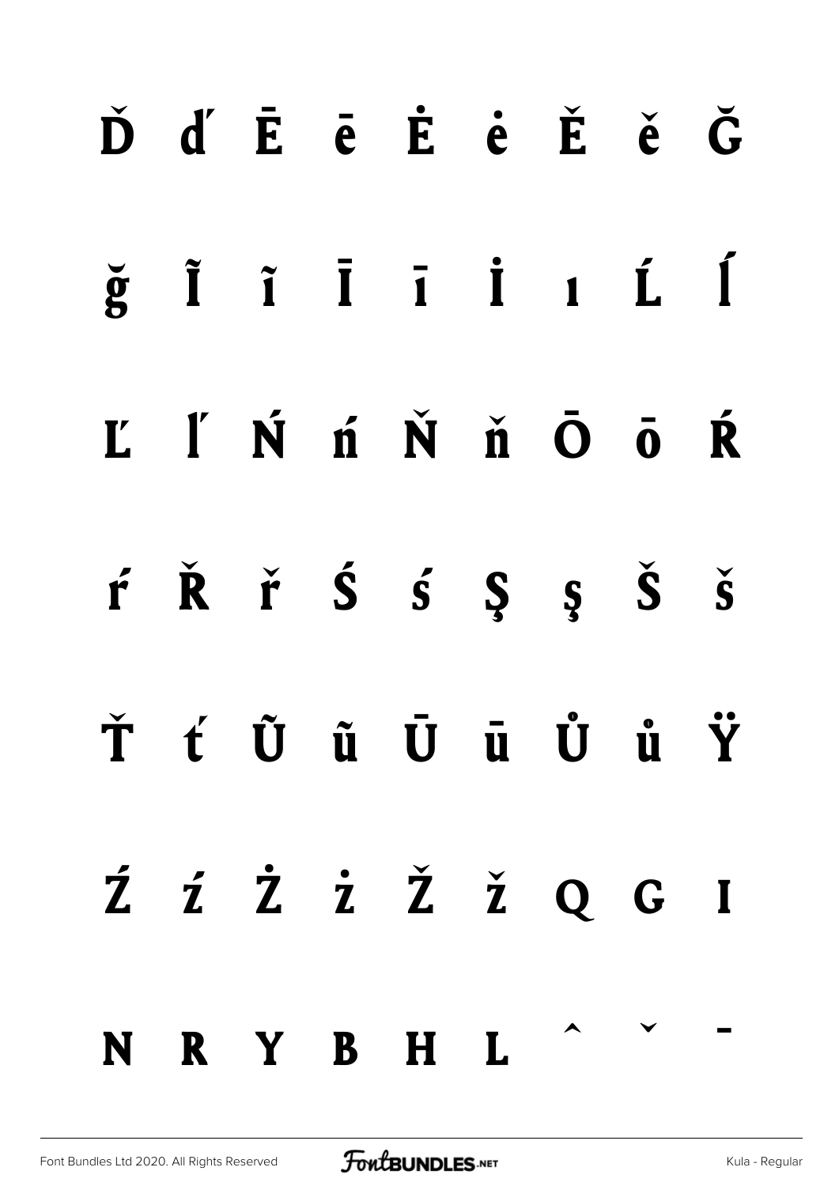Ď ď Ē ē Ė ė Ě ě Ğ

ğ Ĩ ĩ Ī ī İ ı Ĺ ĺ

Ľ ľ Ń ń Ň ň Ō ō Ŕ

ŕ Ř ř Ś ś Ş ş Š š

Ť ť Ũ ũ Ū ū Ů ů Ÿ

Ź ź Ż ż Ž ž Q G I

N R Y B H L ˆ ˇ ¯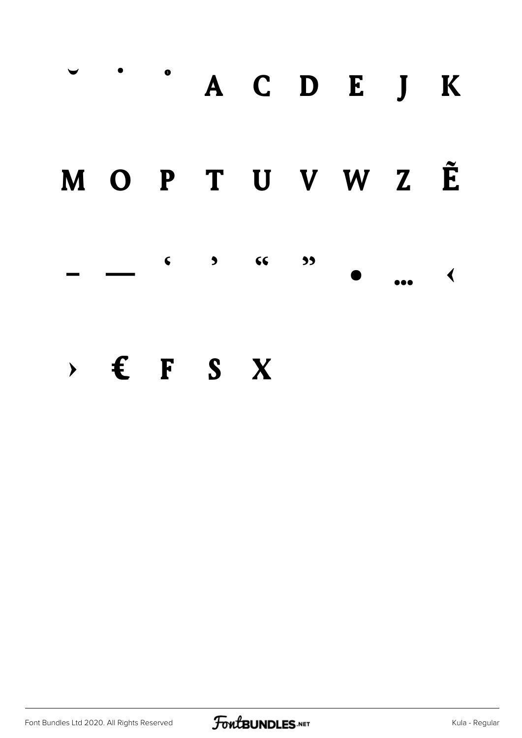˘ ˙ ˚ A C D E J K

M O P T U V W Z Ẽ

– — ‘ ’ “ ” • … ‹

› € F S X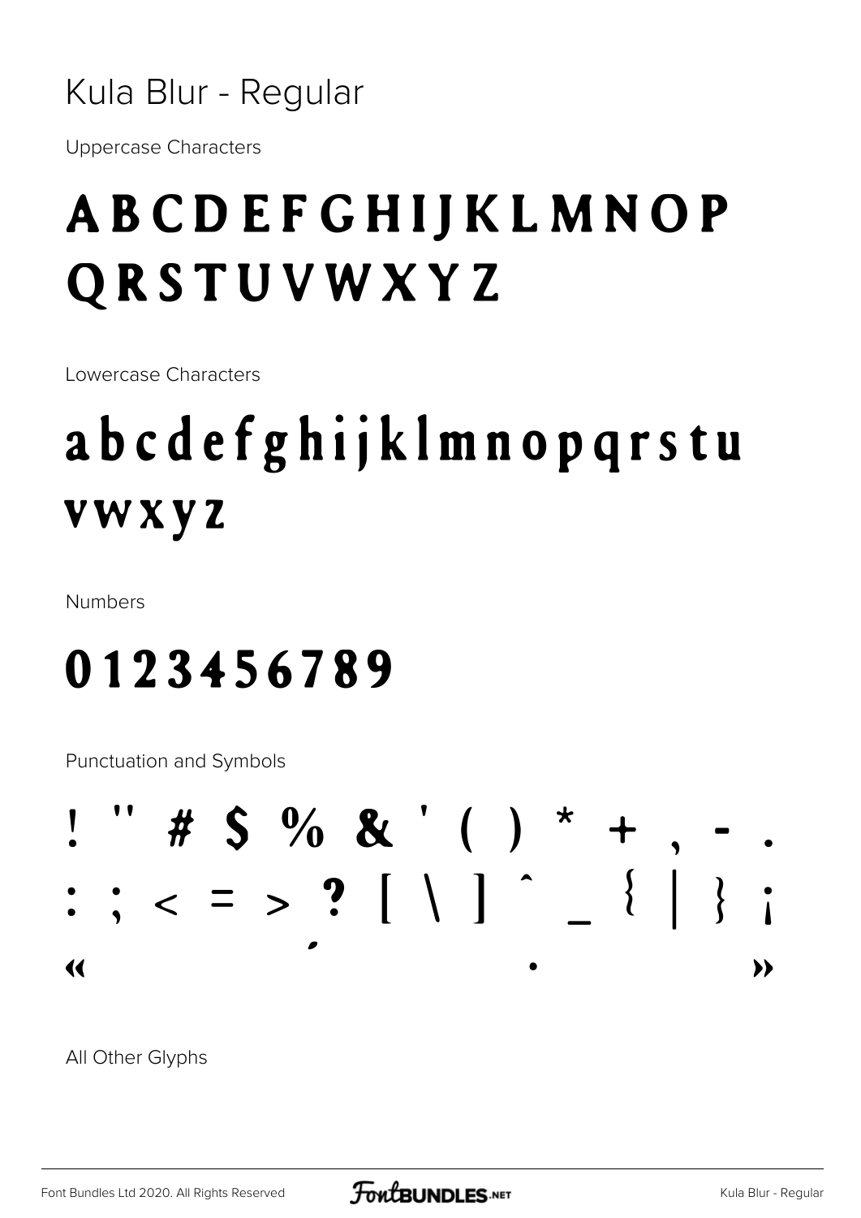Kula Blur - Regular

Uppercase Characters

# A B C D E F G H I J K L M N O P Q R S T U V W X Y Z

Lowercase Characters

# a b c d e f g h i j k l m n o p q r s t u v w x y z

Numbers

# 0 1 2 3 4 5 6 7 8 9

Punctuation and Symbols

# ! " # $ % & ' ( ) * + , - . : ; < = > ? [ \ ] ^ _ { | } ¡ ¿ « · »

All Other Glyphs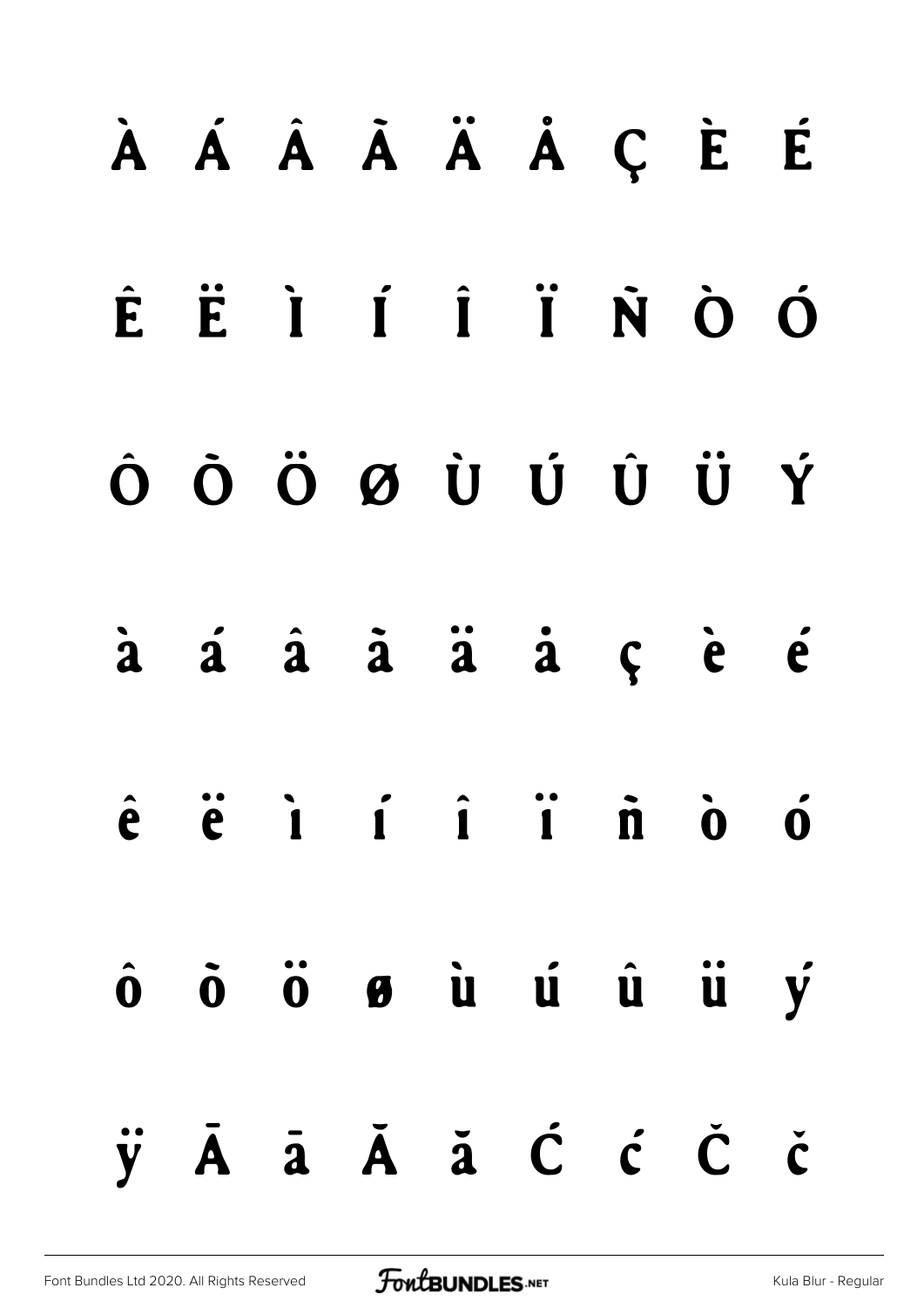À Á Â Ã Ä Å Ç È É

Ê Ë Ì Í Î Ï Ñ Ò Ó

Ô Õ Ö Ø Ù Ú Û Ü Ý

à á â ã ä å ç è é

ê ë ì í î ï ñ ò ó

ô õ ö ø ù ú û ü ý

ÿ Ā ā Ă ă Ć ć Č č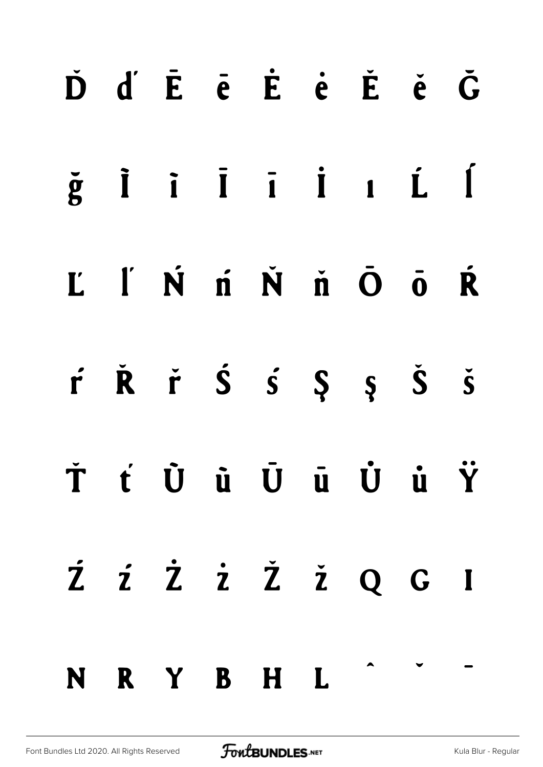Ď ď Ē ē Ė ė Ě ě Ğ

ğ Ì ì Ī ī İ ı Ĺ ĺ

Ľ ľ Ń ń Ň ň Ō ō Ŕ

ŕ Ř ř Ś ś Ş ş Š š

Ť ť Ù ù Ū ū Ů ů Ÿ

Ź ź Ż ż Ž ž Q G I

N R Y B H L ˆ ˇ ¯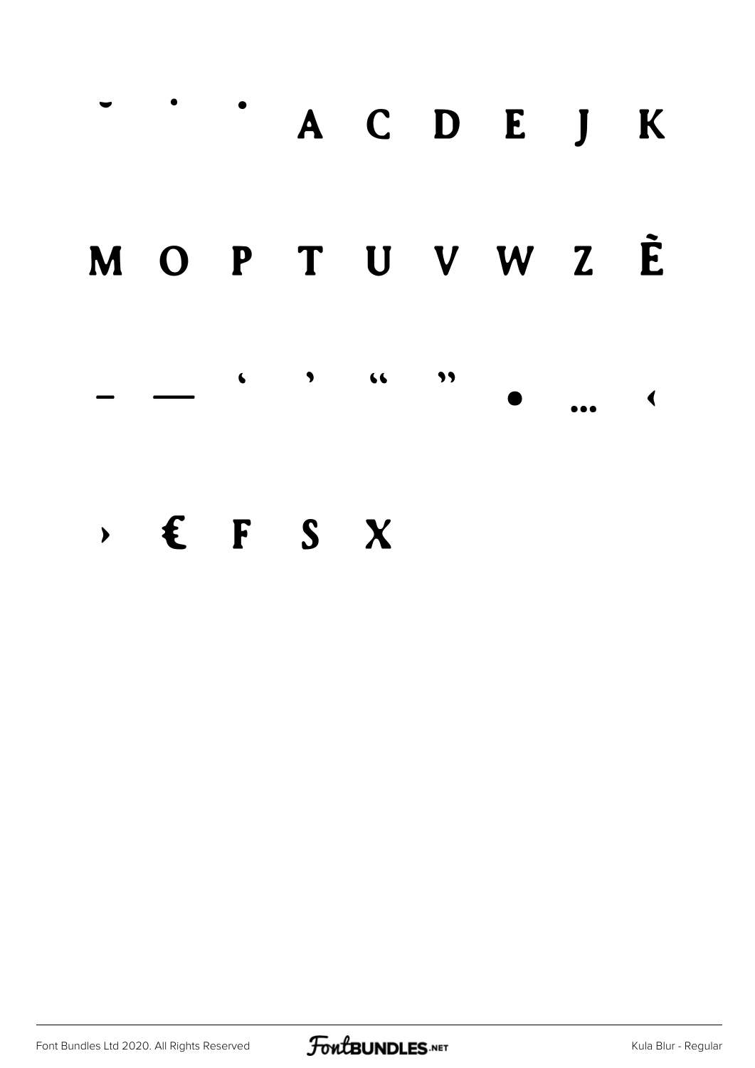˘ ˙ · A C D E J K

M O P T U V W Z È

– — ‘ ’ “ ” • … ‹

› € F S X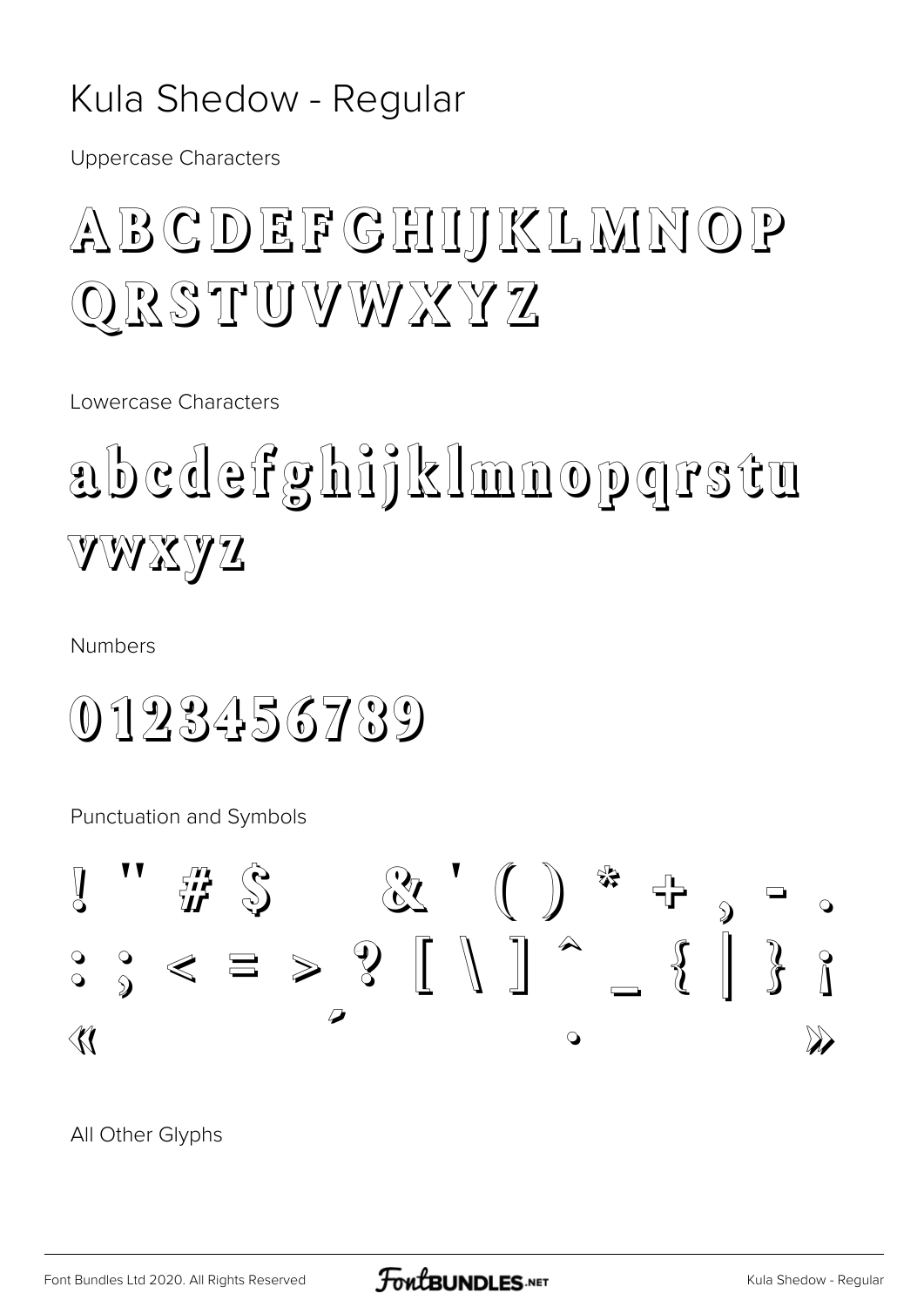# Kula Shedow - Regular

Uppercase Characters

ABCDEFGHIJKLMNOP
QRSTUVWXYZ

Lowercase Characters

abcdefghijklmnopqrstu
vwxyz

Numbers

0123456789

Punctuation and Symbols

! " # $ & ' ( ) * + , - .
: ; < = > ? [ \ ] ^ _ { | } ¡
« ¸ · »

All Other Glyphs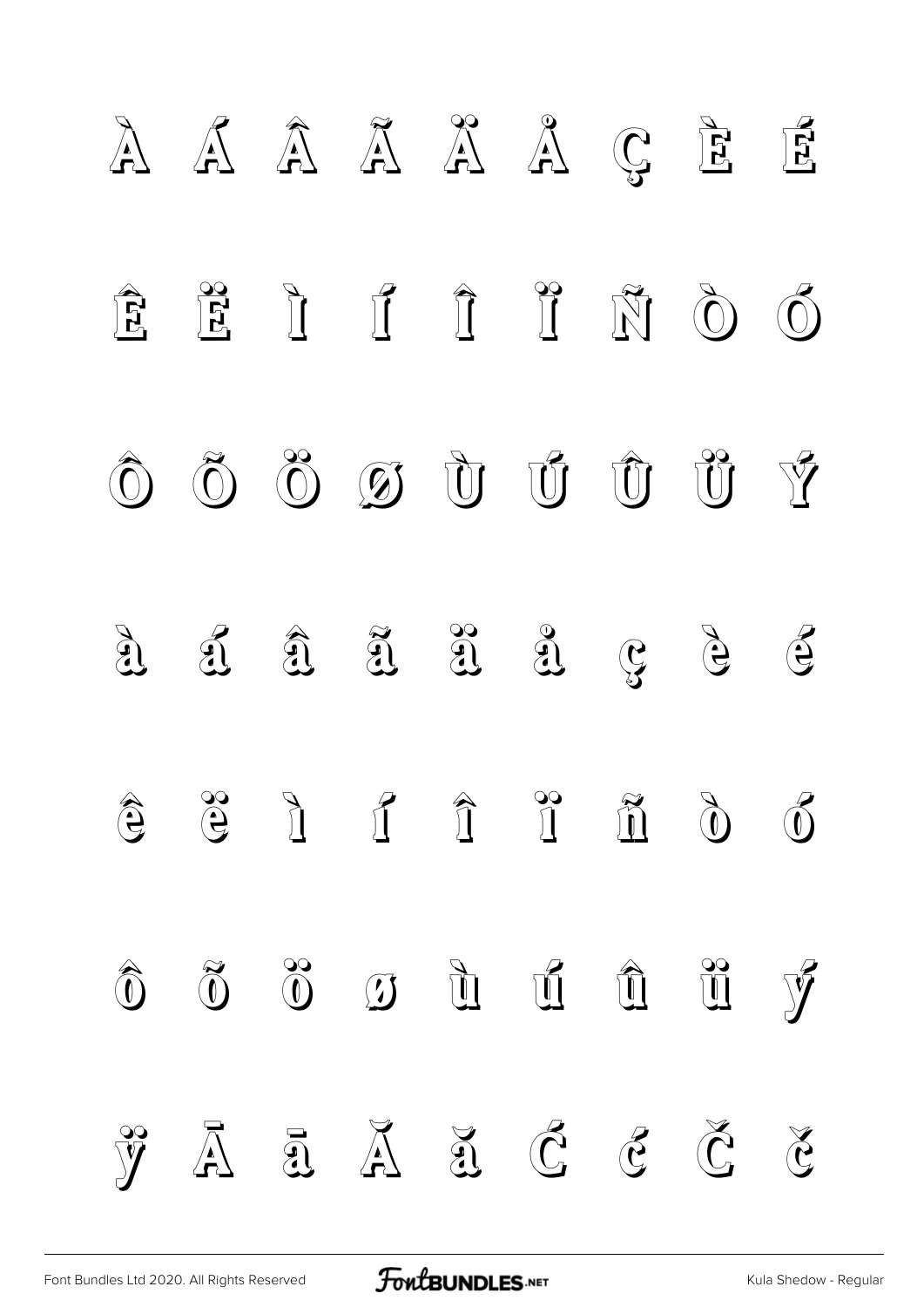À Á Â Ã Ä Å Ç È É

Ê Ë Ì Í Î Ï Ñ Ò Ó

Ô Õ Ö Ø Ù Ú Û Ü Ý

à á â ã ä å ç è é

ê ë ì í î ï ñ ò ó

ô õ ö ø ù ú û ü ý

ÿ Ā ā Ă ă Ć ć Č č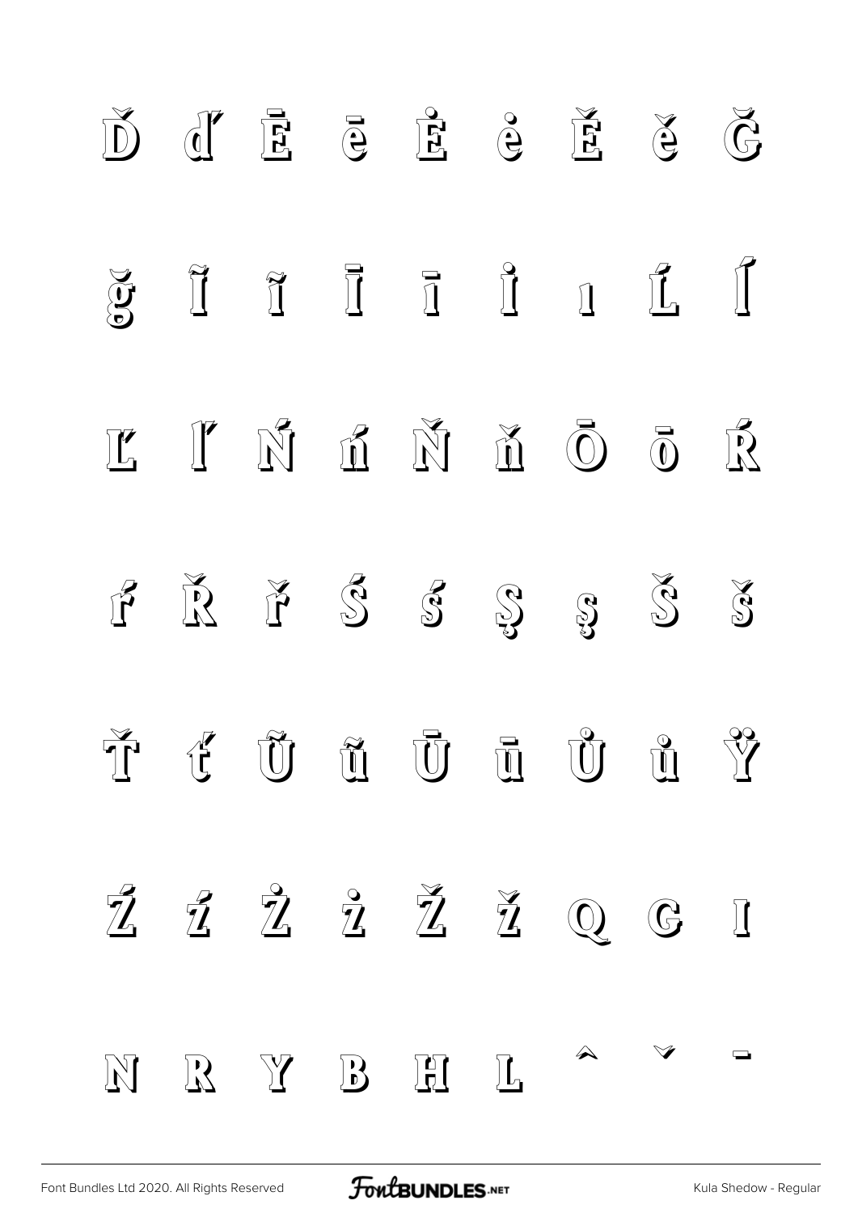Ď ď Ē ē Ė ė Ě ě Ğ

ğ Ĩ ĩ Ī ī İ ı Ĺ ĺ

Ľ ľ Ń ń Ň ň Ō ō Ŕ

ŕ Ř ř Ś ś Ş ş Š š

Ť ť Ũ ũ Ū ū Ů ů Ÿ

Ź ź Ż ż Ž ž Q G I

N R Y B H L ˆ ˇ ¯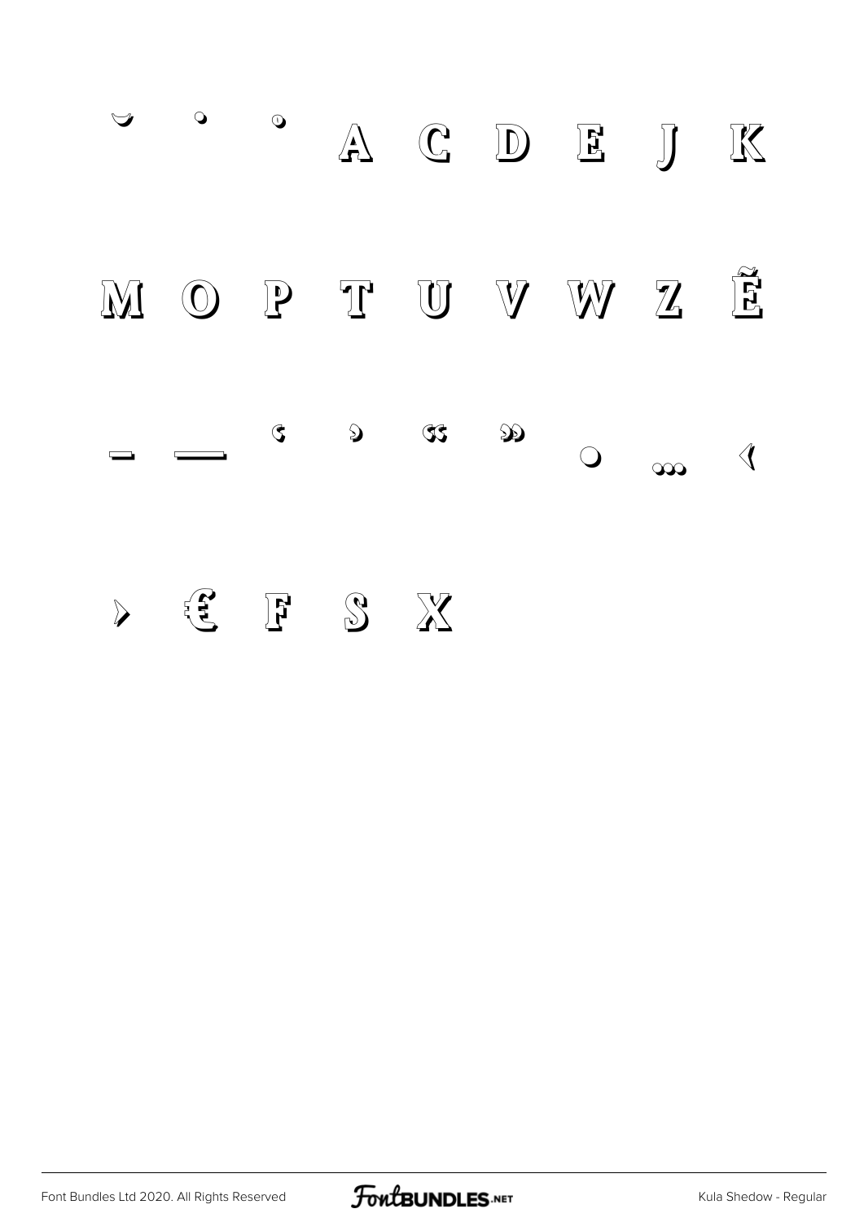˘ ˙ ˚ A C D E J K

M O P T U V W Z Ẽ

– — ‘ ’ “ ” • … ‹

› € F S X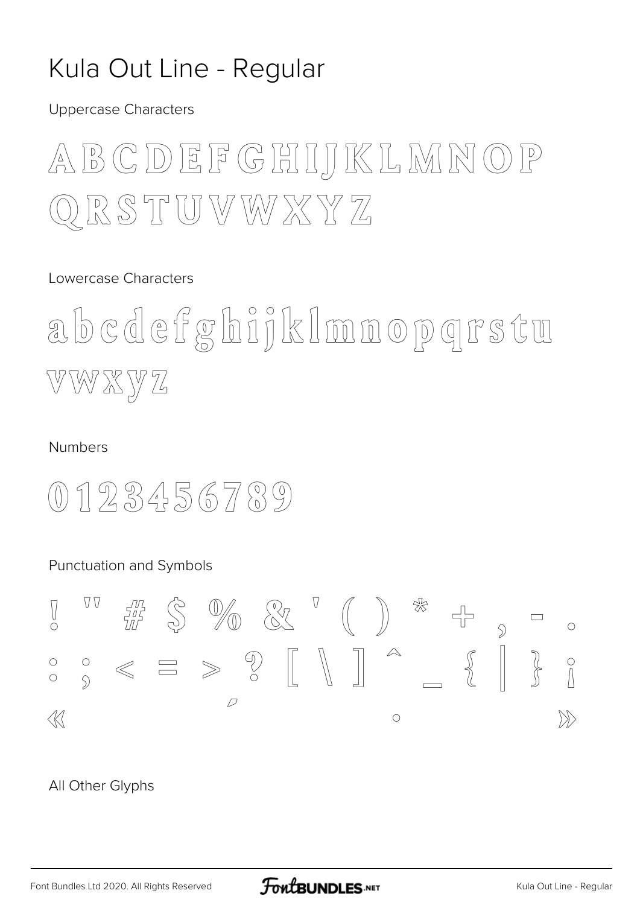# Kula Out Line - Regular

Uppercase Characters

A B C D E F G H I J K L M N O P Q R S T U V W X Y Z

Lowercase Characters

a b c d e f g h i j k l m n o p q r s t u v w x y z

Numbers

0 1 2 3 4 5 6 7 8 9

Punctuation and Symbols

! " # $ % & ' ( ) * + , - . : ; < = > ? [ \ ] ^ _ { | } ¡ « ¸ ° »

All Other Glyphs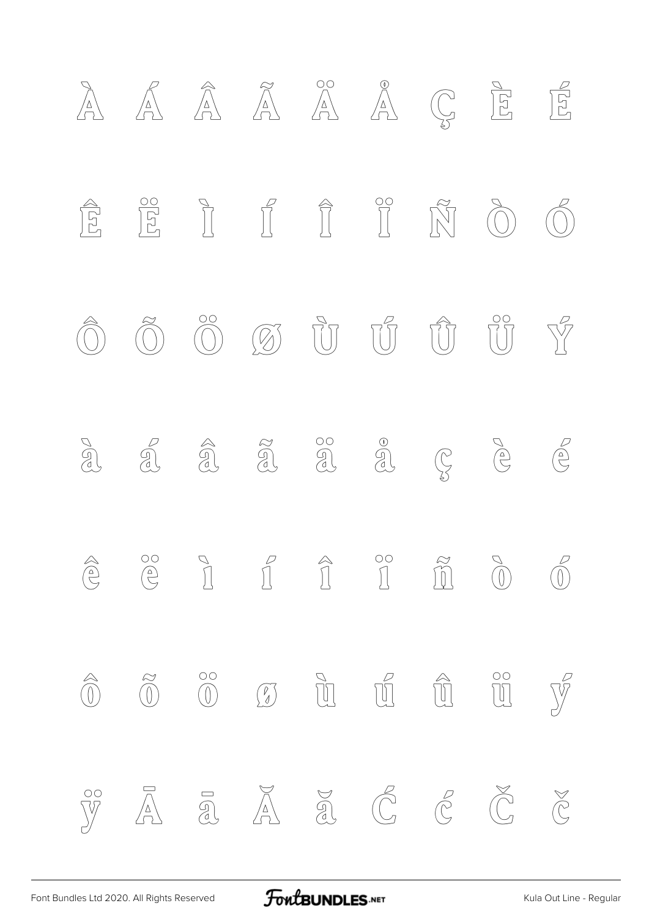À Á Â Ã Ä Å Ç È É

Ê Ë Ì Í Î Ï Ñ Ò Ó

Ô Õ Ö Ø Ù Ú Û Ü Ý

à á â ã ä å ç è é

ê ë ì í î ï ñ ò ó

ô õ ö ø ù ú û ü ý

ÿ Ā ā Ă ă Ć ć Č č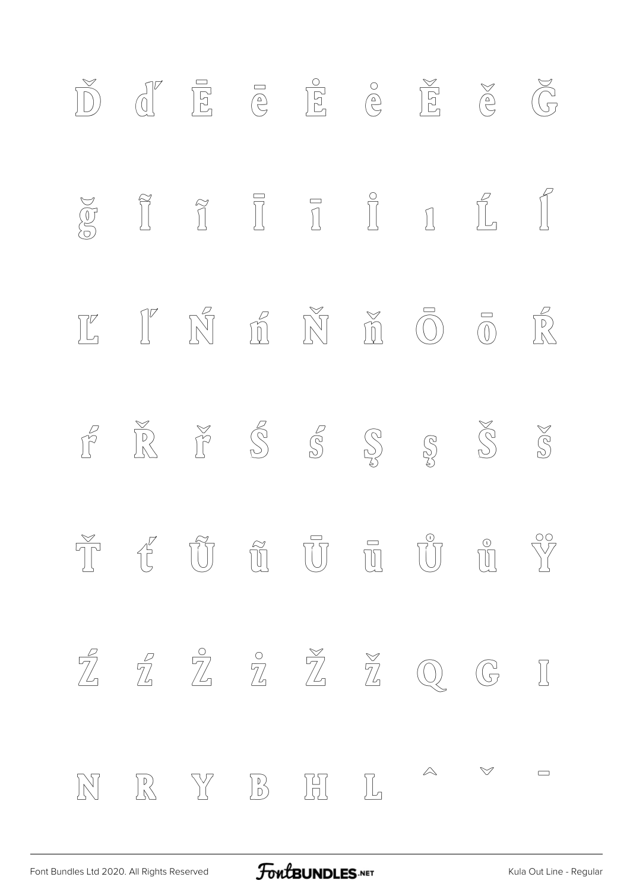Ď ď Ē ē Ė ė Ě ě Ĝ

ğ Ĩ ĩ Ī ī İ ı Ĺ ĺ

Ľ ľ Ń ń Ň ň Ō ō Ŕ

ŕ Ř ř Ś ś Ş ş Š š

Ť ť Ũ ũ Ū ū Ů ů Ÿ

Ź ź Ż ż Ž ž Q G I

N R Y B H L ˆ ˇ ‒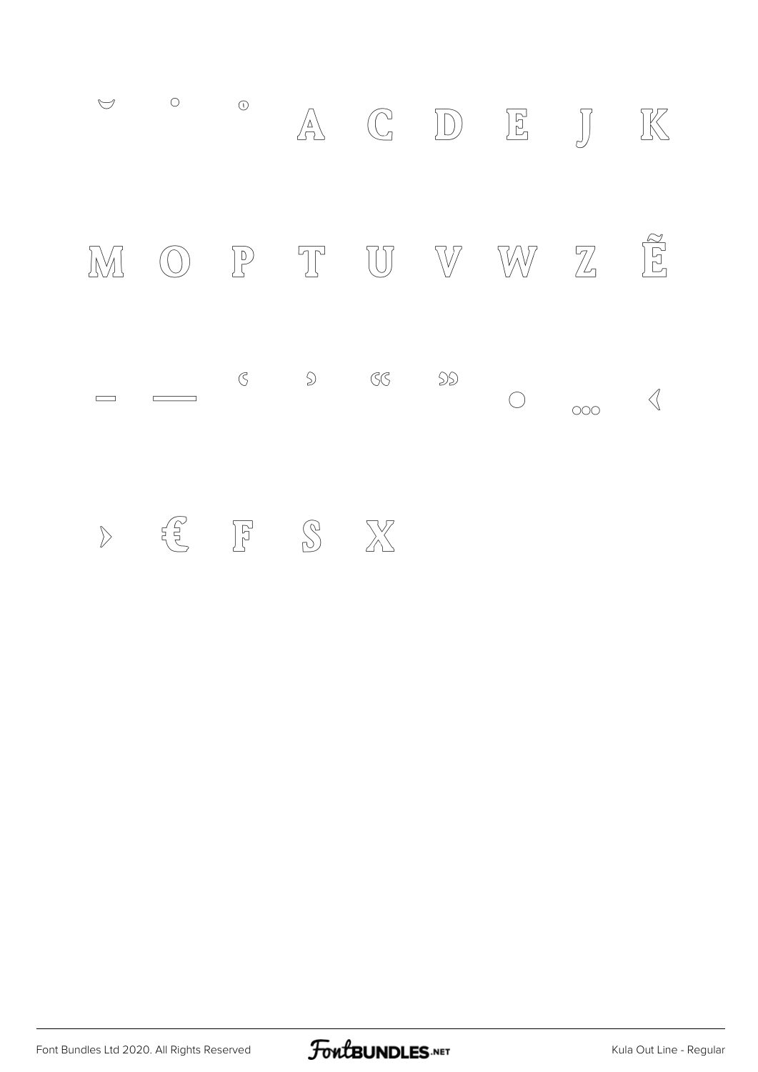˘ ˚ ˙ A C D E J K

M O P T U V W Z Ẽ

– — ‘ ’ “ ” • … ‹

› € F S X